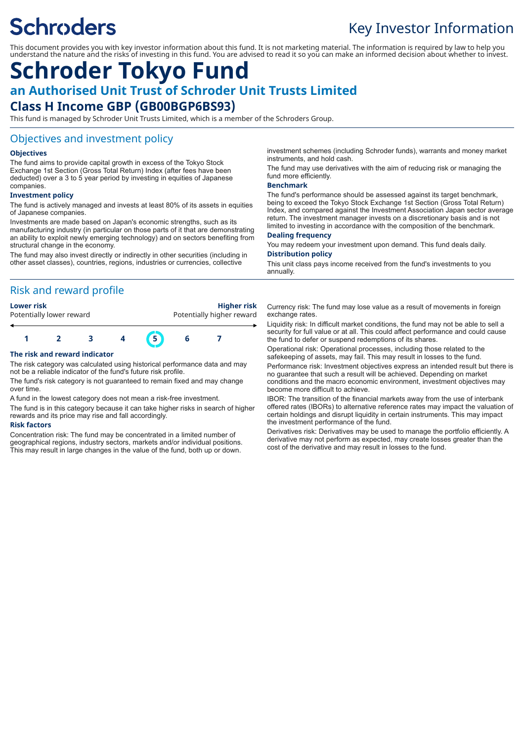# Schroders

## Key Investor Information

This document provides you with key investor information about this fund. It is not marketing material. The information is required by law to help you understand the nature and the risks of investing in this fund. You are advised to read it so you can make an informed decision about whether to invest.

# Schroder Tokyo Fund

## an Authorised Unit Trust of Schroder Unit Trusts Limited

## Class H Income GBP (GB00BGP6BS93)

This fund is managed by Schroder Unit Trusts Limited, which is a member of the Schroders Group.

## Objectives and investment policy

### Objectives

The fund aims to provide capital growth in excess of the Tokyo Stock Exchange 1st Section (Gross Total Return) Index (after fees have been deducted) over a 3 to 5 year period by investing in equities of Japanese companies.

### Investment policy

The fund is actively managed and invests at least 80% of its assets in equities of Japanese companies.

Investments are made based on Japan's economic strengths, such as its manufacturing industry (in particular on those parts of it that are demonstrating an ability to exploit newly emerging technology) and on sectors benefiting from structural change in the economy.

The fund may also invest directly or indirectly in other securities (including in other asset classes), countries, regions, industries or currencies, collective investment schemes (including Schroder funds), warrants and money market instruments, and hold cash.

The fund may use derivatives with the aim of reducing risk or managing the fund more efficiently.

### Benchmark

The fund's performance should be assessed against its target benchmark, being to exceed the Tokyo Stock Exchange 1st Section (Gross Total Return) Index, and compared against the Investment Association Japan sector average return. The investment manager invests on a discretionary basis and is not limited to investing in accordance with the composition of the benchmark.

### Dealing frequency

You may redeem your investment upon demand. This fund deals daily.

### Distribution policy

This unit class pays income received from the fund's investments to you annually.

## Risk and reward profile

**Lower risk** — Potentially lower reward | **Higher risk** — Potentially higher reward

| 1 | 2 | 3 | 4 | **(5)** | 6 | 7 |
|---|---|---|---|---|---|---|

### The risk and reward indicator

The risk category was calculated using historical performance data and may not be a reliable indicator of the fund's future risk profile.

The fund's risk category is not guaranteed to remain fixed and may change over time.

A fund in the lowest category does not mean a risk-free investment.

The fund is in this category because it can take higher risks in search of higher rewards and its price may rise and fall accordingly.

### Risk factors

Concentration risk: The fund may be concentrated in a limited number of geographical regions, industry sectors, markets and/or individual positions. This may result in large changes in the value of the fund, both up or down.

Currency risk: The fund may lose value as a result of movements in foreign exchange rates.

Liquidity risk: In difficult market conditions, the fund may not be able to sell a security for full value or at all. This could affect performance and could cause the fund to defer or suspend redemptions of its shares.

Operational risk: Operational processes, including those related to the safekeeping of assets, may fail. This may result in losses to the fund.

Performance risk: Investment objectives express an intended result but there is no guarantee that such a result will be achieved. Depending on market conditions and the macro economic environment, investment objectives may become more difficult to achieve.

IBOR: The transition of the financial markets away from the use of interbank offered rates (IBORs) to alternative reference rates may impact the valuation of certain holdings and disrupt liquidity in certain instruments. This may impact the investment performance of the fund.

Derivatives risk: Derivatives may be used to manage the portfolio efficiently. A derivative may not perform as expected, may create losses greater than the cost of the derivative and may result in losses to the fund.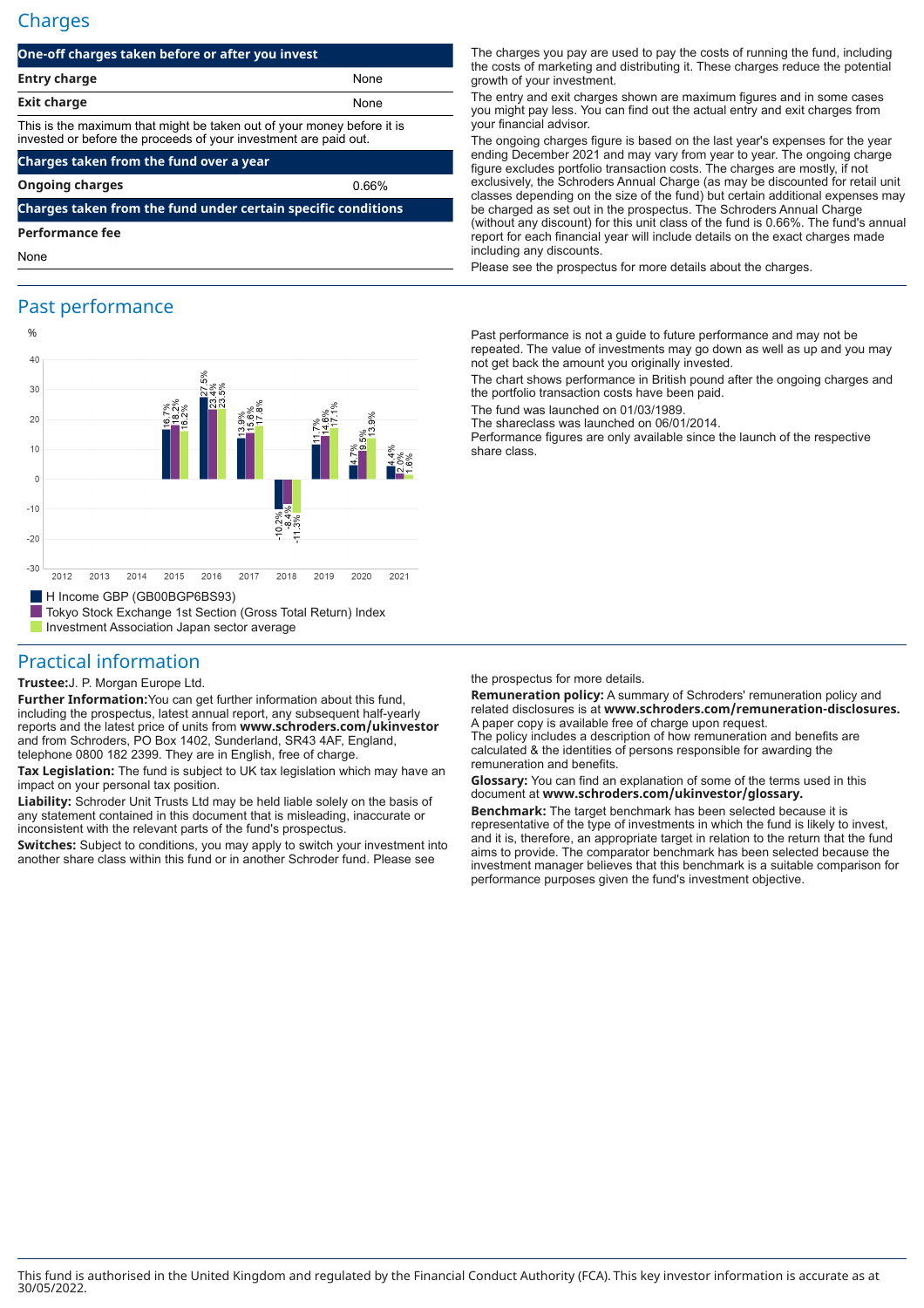## Charges

| One-off charges taken before or after you invest | |
|---|---|
| **Entry charge** | None |
| **Exit charge** | None |
| This is the maximum that might be taken out of your money before it is invested or before the proceeds of your investment are paid out. | |
| **Charges taken from the fund over a year** | |
| **Ongoing charges** | 0.66% |
| **Charges taken from the fund under certain specific conditions** | |
| **Performance fee** | |
| None | |

The charges you pay are used to pay the costs of running the fund, including the costs of marketing and distributing it. These charges reduce the potential growth of your investment.

The entry and exit charges shown are maximum figures and in some cases you might pay less. You can find out the actual entry and exit charges from your financial advisor.

The ongoing charges figure is based on the last year's expenses for the year ending December 2021 and may vary from year to year. The ongoing charge figure excludes portfolio transaction costs. The charges are mostly, if not exclusively, the Schroders Annual Charge (as may be discounted for retail unit classes depending on the size of the fund) but certain additional expenses may be charged as set out in the prospectus. The Schroders Annual Charge (without any discount) for this unit class of the fund is 0.66%. The fund's annual report for each financial year will include details on the exact charges made including any discounts.

Please see the prospectus for more details about the charges.

## Past performance

%

40
30
20
10
0
-10
-20
-30

2012 2013 2014 2015 2016 2017 2018 2019 2020 2021

16.7% 18.2% 16.2%
27.5% 23.4% 23.5%
13.9% 15.6% 17.8%
-10.2% -8.4% -11.3%
11.7% 14.6% 17.1%
4.7% 9.5% 13.9%
4.4% 2.0% 1.6%

H Income GBP (GB00BGP6BS93)
Tokyo Stock Exchange 1st Section (Gross Total Return) Index
Investment Association Japan sector average

Past performance is not a guide to future performance and may not be repeated. The value of investments may go down as well as up and you may not get back the amount you originally invested.

The chart shows performance in British pound after the ongoing charges and the portfolio transaction costs have been paid.

The fund was launched on 01/03/1989.
The shareclass was launched on 06/01/2014.
Performance figures are only available since the launch of the respective share class.

## Practical information

**Trustee:** J. P. Morgan Europe Ltd.

**Further Information:** You can get further information about this fund, including the prospectus, latest annual report, any subsequent half-yearly reports and the latest price of units from **www.schroders.com/ukinvestor** and from Schroders, PO Box 1402, Sunderland, SR43 4AF, England, telephone 0800 182 2399. They are in English, free of charge.

**Tax Legislation:** The fund is subject to UK tax legislation which may have an impact on your personal tax position.

**Liability:** Schroder Unit Trusts Ltd may be held liable solely on the basis of any statement contained in this document that is misleading, inaccurate or inconsistent with the relevant parts of the fund's prospectus.

**Switches:** Subject to conditions, you may apply to switch your investment into another share class within this fund or in another Schroder fund. Please see the prospectus for more details.

**Remuneration policy:** A summary of Schroders' remuneration policy and related disclosures is at **www.schroders.com/remuneration-disclosures.** A paper copy is available free of charge upon request.
The policy includes a description of how remuneration and benefits are calculated & the identities of persons responsible for awarding the remuneration and benefits.

**Glossary:** You can find an explanation of some of the terms used in this document at **www.schroders.com/ukinvestor/glossary.**

**Benchmark:** The target benchmark has been selected because it is representative of the type of investments in which the fund is likely to invest, and it is, therefore, an appropriate target in relation to the return that the fund aims to provide. The comparator benchmark has been selected because the investment manager believes that this benchmark is a suitable comparison for performance purposes given the fund's investment objective.

This fund is authorised in the United Kingdom and regulated by the Financial Conduct Authority (FCA). This key investor information is accurate as at 30/05/2022.